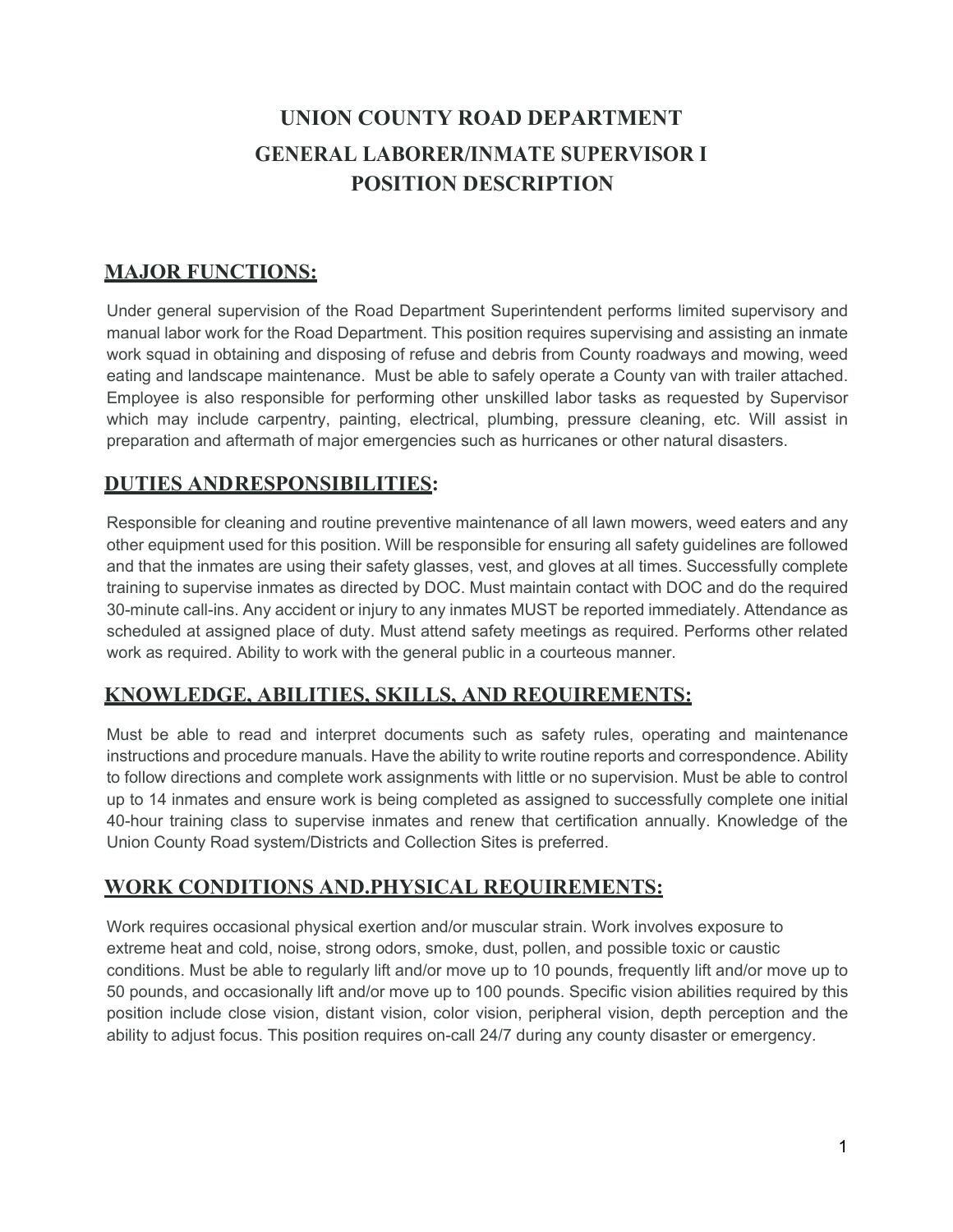# UNION COUNTY ROAD DEPARTMENT
# GENERAL LABORER/INMATE SUPERVISOR I
# POSITION DESCRIPTION

## MAJOR FUNCTIONS:

Under general supervision of the Road Department Superintendent performs limited supervisory and manual labor work for the Road Department. This position requires supervising and assisting an inmate work squad in obtaining and disposing of refuse and debris from County roadways and mowing, weed eating and landscape maintenance. Must be able to safely operate a County van with trailer attached. Employee is also responsible for performing other unskilled labor tasks as requested by Supervisor which may include carpentry, painting, electrical, plumbing, pressure cleaning, etc. Will assist in preparation and aftermath of major emergencies such as hurricanes or other natural disasters.

## DUTIES ANDRESPONSIBILITIES:

Responsible for cleaning and routine preventive maintenance of all lawn mowers, weed eaters and any other equipment used for this position. Will be responsible for ensuring all safety guidelines are followed and that the inmates are using their safety glasses, vest, and gloves at all times. Successfully complete training to supervise inmates as directed by DOC. Must maintain contact with DOC and do the required 30-minute call-ins. Any accident or injury to any inmates MUST be reported immediately. Attendance as scheduled at assigned place of duty. Must attend safety meetings as required. Performs other related work as required. Ability to work with the general public in a courteous manner.

## KNOWLEDGE, ABILITIES, SKILLS, AND REQUIREMENTS:

Must be able to read and interpret documents such as safety rules, operating and maintenance instructions and procedure manuals. Have the ability to write routine reports and correspondence. Ability to follow directions and complete work assignments with little or no supervision. Must be able to control up to 14 inmates and ensure work is being completed as assigned to successfully complete one initial 40-hour training class to supervise inmates and renew that certification annually. Knowledge of the Union County Road system/Districts and Collection Sites is preferred.

## WORK CONDITIONS AND.PHYSICAL REQUIREMENTS:

Work requires occasional physical exertion and/or muscular strain. Work involves exposure to extreme heat and cold, noise, strong odors, smoke, dust, pollen, and possible toxic or caustic conditions. Must be able to regularly lift and/or move up to 10 pounds, frequently lift and/or move up to 50 pounds, and occasionally lift and/or move up to 100 pounds. Specific vision abilities required by this position include close vision, distant vision, color vision, peripheral vision, depth perception and the ability to adjust focus. This position requires on-call 24/7 during any county disaster or emergency.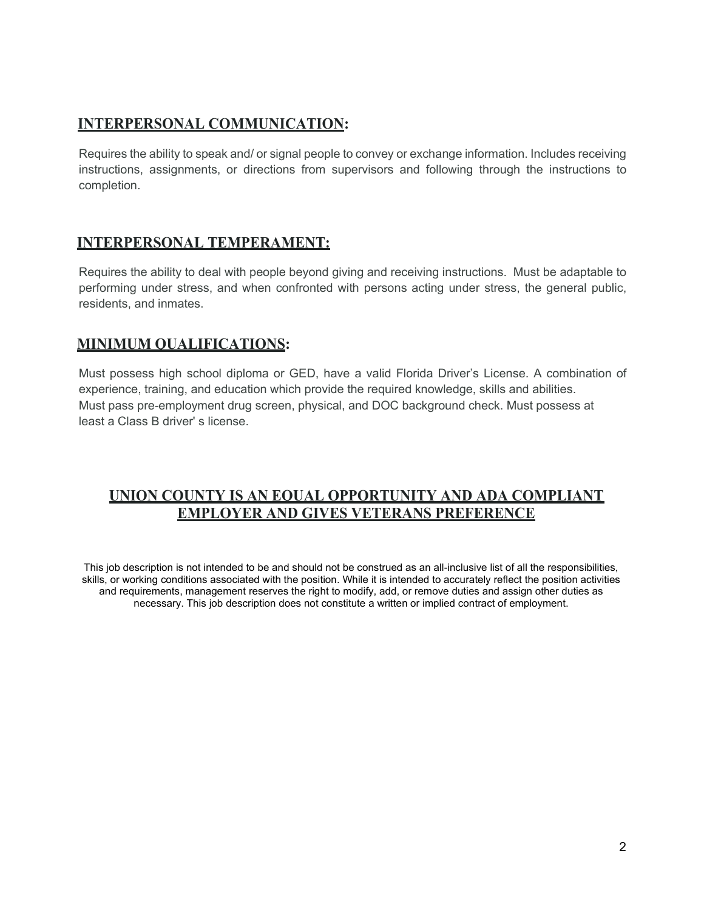## INTERPERSONAL COMMUNICATION:

Requires the ability to speak and/ or signal people to convey or exchange information. Includes receiving instructions, assignments, or directions from supervisors and following through the instructions to completion.

## INTERPERSONAL TEMPERAMENT:

Requires the ability to deal with people beyond giving and receiving instructions. Must be adaptable to performing under stress, and when confronted with persons acting under stress, the general public, residents, and inmates.

## MINIMUM QUALIFICATIONS:

Must possess high school diploma or GED, have a valid Florida Driver's License. A combination of experience, training, and education which provide the required knowledge, skills and abilities.
Must pass pre-employment drug screen, physical, and DOC background check. Must possess at least a Class B driver' s license.

**UNION COUNTY IS AN EQUAL OPPORTUNITY AND ADA COMPLIANT EMPLOYER AND GIVES VETERANS PREFERENCE**

This job description is not intended to be and should not be construed as an all-inclusive list of all the responsibilities, skills, or working conditions associated with the position. While it is intended to accurately reflect the position activities and requirements, management reserves the right to modify, add, or remove duties and assign other duties as necessary. This job description does not constitute a written or implied contract of employment.